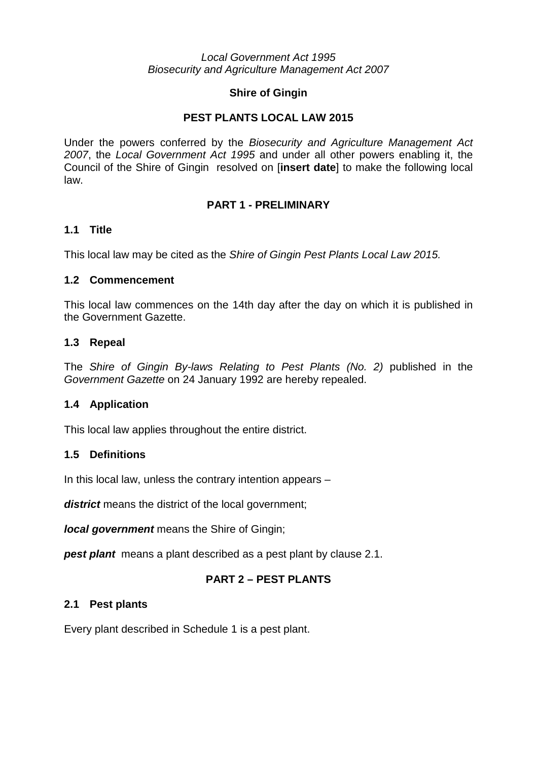*Local Government Act 1995*
*Biosecurity and Agriculture Management Act 2007*

**Shire of Gingin**

# PEST PLANTS LOCAL LAW 2015

Under the powers conferred by the *Biosecurity and Agriculture Management Act 2007*, the *Local Government Act 1995* and under all other powers enabling it, the Council of the Shire of Gingin resolved on [**insert date**] to make the following local law.

## PART 1 - PRELIMINARY

### 1.1 Title

This local law may be cited as the *Shire of Gingin Pest Plants Local Law 2015.*

### 1.2 Commencement

This local law commences on the 14th day after the day on which it is published in the Government Gazette.

### 1.3 Repeal

The *Shire of Gingin By-laws Relating to Pest Plants (No. 2)* published in the *Government Gazette* on 24 January 1992 are hereby repealed.

### 1.4 Application

This local law applies throughout the entire district.

### 1.5 Definitions

In this local law, unless the contrary intention appears –

***district*** means the district of the local government;

***local government*** means the Shire of Gingin;

***pest plant*** means a plant described as a pest plant by clause 2.1.

## PART 2 – PEST PLANTS

### 2.1 Pest plants

Every plant described in Schedule 1 is a pest plant.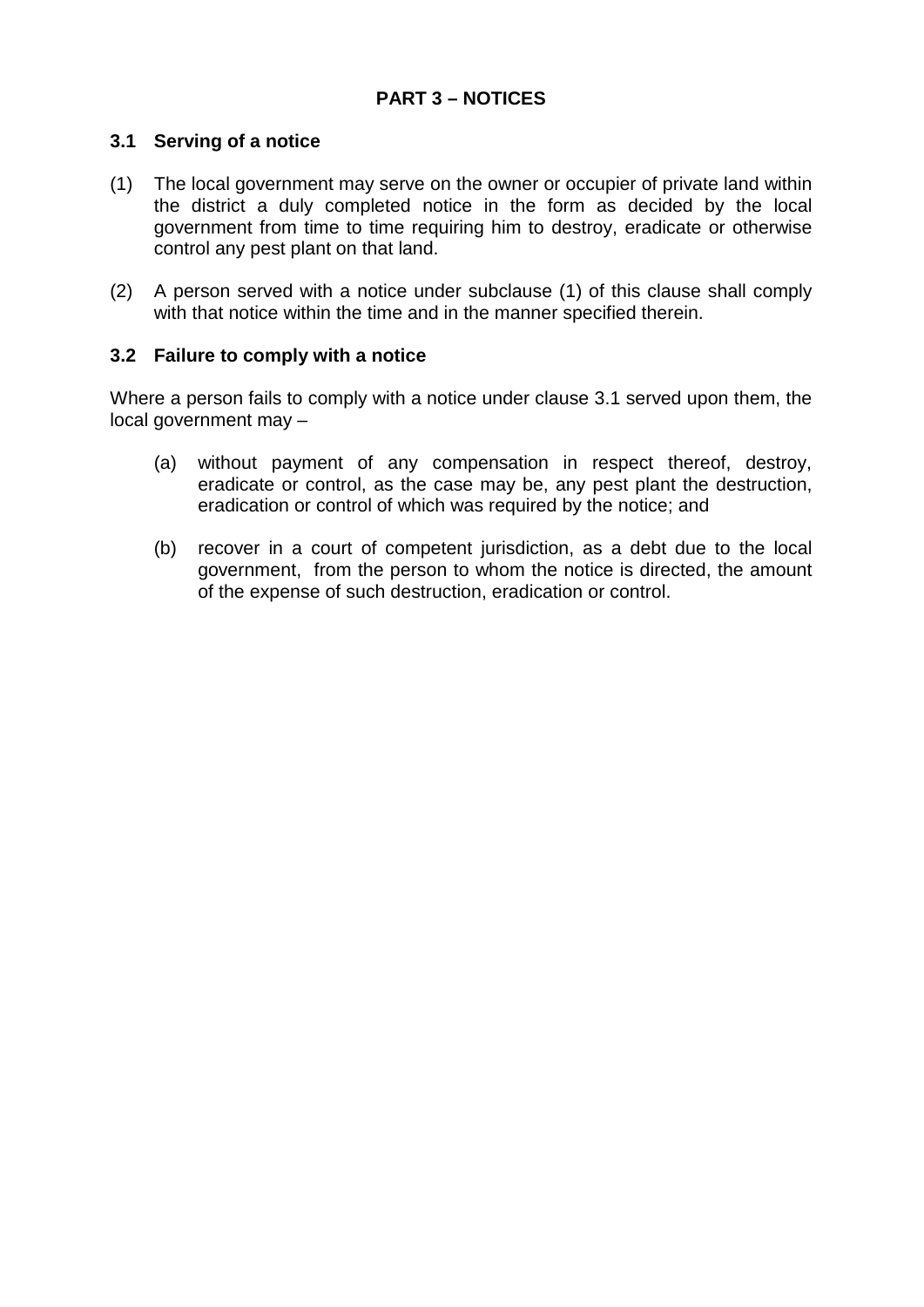## PART 3 – NOTICES

### 3.1 Serving of a notice

(1) The local government may serve on the owner or occupier of private land within the district a duly completed notice in the form as decided by the local government from time to time requiring him to destroy, eradicate or otherwise control any pest plant on that land.

(2) A person served with a notice under subclause (1) of this clause shall comply with that notice within the time and in the manner specified therein.

### 3.2 Failure to comply with a notice

Where a person fails to comply with a notice under clause 3.1 served upon them, the local government may –

(a) without payment of any compensation in respect thereof, destroy, eradicate or control, as the case may be, any pest plant the destruction, eradication or control of which was required by the notice; and

(b) recover in a court of competent jurisdiction, as a debt due to the local government, from the person to whom the notice is directed, the amount of the expense of such destruction, eradication or control.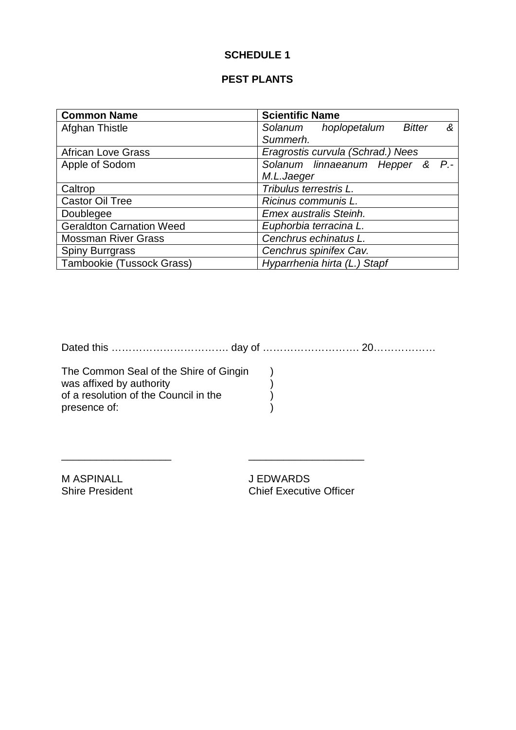**SCHEDULE 1**

**PEST PLANTS**

| **Common Name** | **Scientific Name** |
|---|---|
| Afghan Thistle | *Solanum hoplopetalum Bitter & Summerh.* |
| African Love Grass | *Eragrostis curvula (Schrad.) Nees* |
| Apple of Sodom | *Solanum linnaeanum Hepper & P.-M.L.Jaeger* |
| Caltrop | *Tribulus terrestris L.* |
| Castor Oil Tree | *Ricinus communis L.* |
| Doublegee | *Emex australis Steinh.* |
| Geraldton Carnation Weed | *Euphorbia terracina L.* |
| Mossman River Grass | *Cenchrus echinatus L.* |
| Spiny Burrgrass | *Cenchrus spinifex Cav.* |
| Tambookie (Tussock Grass) | *Hyparrhenia hirta (L.) Stapf* |

Dated this ……………………………. day of ………………………. 20………………

The Common Seal of the Shire of Gingin )
was affixed by authority )
of a resolution of the Council in the )
presence of: )

___________________ ___________________

M ASPINALL
Shire President

J EDWARDS
Chief Executive Officer